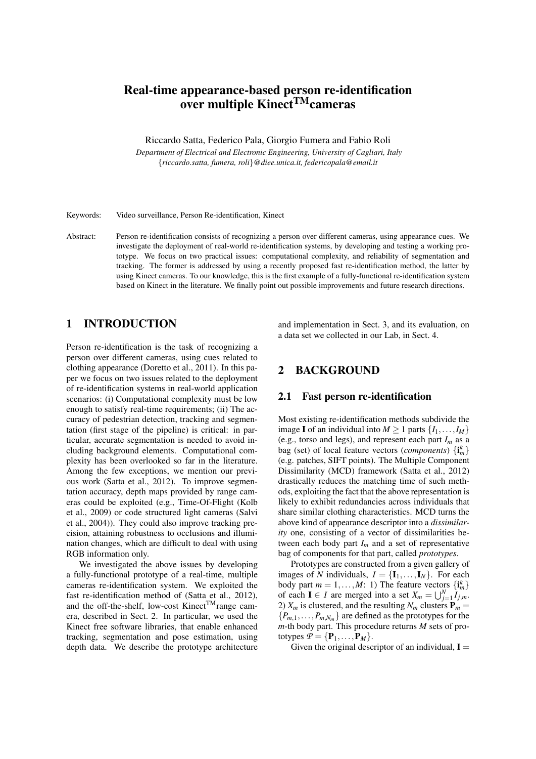# Real-time appearance-based person re-identification over multiple Kinect$^{\text{TM}}$cameras

Riccardo Satta, Federico Pala, Giorgio Fumera and Fabio Roli

*Department of Electrical and Electronic Engineering, University of Cagliari, Italy*
*{riccardo.satta, fumera, roli}@diee.unica.it, federicopala@email.it*

Keywords: Video surveillance, Person Re-identification, Kinect

Abstract: Person re-identification consists of recognizing a person over different cameras, using appearance cues. We investigate the deployment of real-world re-identification systems, by developing and testing a working prototype. We focus on two practical issues: computational complexity, and reliability of segmentation and tracking. The former is addressed by using a recently proposed fast re-identification method, the latter by using Kinect cameras. To our knowledge, this is the first example of a fully-functional re-identification system based on Kinect in the literature. We finally point out possible improvements and future research directions.

## 1 INTRODUCTION

Person re-identification is the task of recognizing a person over different cameras, using cues related to clothing appearance (Doretto et al., 2011). In this paper we focus on two issues related to the deployment of re-identification systems in real-world application scenarios: (i) Computational complexity must be low enough to satisfy real-time requirements; (ii) The accuracy of pedestrian detection, tracking and segmentation (first stage of the pipeline) is critical: in particular, accurate segmentation is needed to avoid including background elements. Computational complexity has been overlooked so far in the literature. Among the few exceptions, we mention our previous work (Satta et al., 2012). To improve segmentation accuracy, depth maps provided by range cameras could be exploited (e.g., Time-Of-Flight (Kolb et al., 2009) or code structured light cameras (Salvi et al., 2004)). They could also improve tracking precision, attaining robustness to occlusions and illumination changes, which are difficult to deal with using RGB information only.

We investigated the above issues by developing a fully-functional prototype of a real-time, multiple cameras re-identification system. We exploited the fast re-identification method of (Satta et al., 2012), and the off-the-shelf, low-cost Kinect$^{\text{TM}}$range camera, described in Sect. 2. In particular, we used the Kinect free software libraries, that enable enhanced tracking, segmentation and pose estimation, using depth data. We describe the prototype architecture and implementation in Sect. 3, and its evaluation, on a data set we collected in our Lab, in Sect. 4.

## 2 BACKGROUND

### 2.1 Fast person re-identification

Most existing re-identification methods subdivide the image $\mathbf{I}$ of an individual into $M \geq 1$ parts $\{I_1, \ldots, I_M\}$ (e.g., torso and legs), and represent each part $I_m$ as a bag (set) of local feature vectors (*components*) $\{\mathbf{i}_m^k\}$ (e.g. patches, SIFT points). The Multiple Component Dissimilarity (MCD) framework (Satta et al., 2012) drastically reduces the matching time of such methods, exploiting the fact that the above representation is likely to exhibit redundancies across individuals that share similar clothing characteristics. MCD turns the above kind of appearance descriptor into a *dissimilarity* one, consisting of a vector of dissimilarities between each body part $I_m$ and a set of representative bag of components for that part, called *prototypes*.

Prototypes are constructed from a given gallery of images of $N$ individuals, $I = \{\mathbf{I}_1, \ldots, \mathbf{I}_N\}$. For each body part $m = 1, \ldots, M$: 1) The feature vectors $\{\mathbf{i}_m^k\}$ of each $\mathbf{I} \in I$ are merged into a set $X_m = \bigcup_{j=1}^N I_{j,m}$. 2) $X_m$ is clustered, and the resulting $N_m$ clusters $\mathbf{P}_m = \{P_{m,1}, \ldots, P_{m,N_m}\}$ are defined as the prototypes for the $m$-th body part. This procedure returns $M$ sets of prototypes $\mathcal{P} = \{\mathbf{P}_1, \ldots, \mathbf{P}_M\}$.

Given the original descriptor of an individual, $\mathbf{I} =$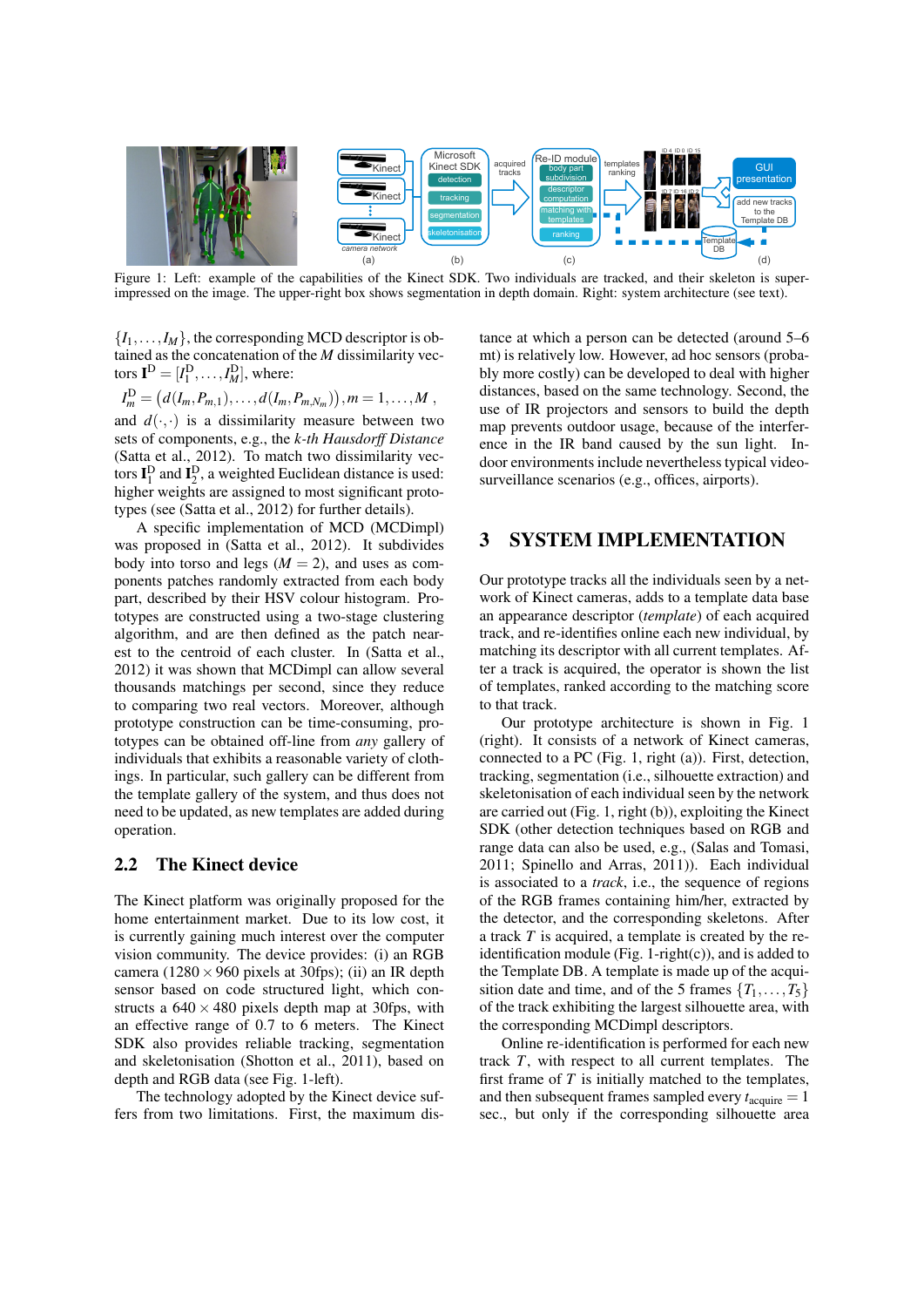Kinect
Kinect
Kinect
camera network
(a)

Microsoft Kinect SDK
detection
tracking
segmentation
skeletonisation
(b)

acquired tracks

Re-ID module
body part subdivision
descriptor computation
matching with templates
ranking
(c)

templates ranking

ID 4 ID 0 ID 15
ID 7 ID 16 ID 2

GUI presentation
add new tracks to the Template DB
Template DB
(d)

Figure 1: Left: example of the capabilities of the Kinect SDK. Two individuals are tracked, and their skeleton is superimpressed on the image. The upper-right box shows segmentation in depth domain. Right: system architecture (see text).

$\{I_1, \ldots, I_M\}$, the corresponding MCD descriptor is obtained as the concatenation of the $M$ dissimilarity vectors $\mathbf{I}^{\mathrm{D}} = [I_1^{\mathrm{D}}, \ldots, I_M^{\mathrm{D}}]$, where:

$$I_m^{\mathrm{D}} = \left(d(I_m, P_{m,1}), \ldots, d(I_m, P_{m,N_m})\right), m = 1, \ldots, M ,$$

and $d(\cdot,\cdot)$ is a dissimilarity measure between two sets of components, e.g., the *k-th Hausdorff Distance* (Satta et al., 2012). To match two dissimilarity vectors $\mathbf{I}_1^{\mathrm{D}}$ and $\mathbf{I}_2^{\mathrm{D}}$, a weighted Euclidean distance is used: higher weights are assigned to most significant prototypes (see (Satta et al., 2012) for further details).

A specific implementation of MCD (MCDimpl) was proposed in (Satta et al., 2012). It subdivides body into torso and legs ($M = 2$), and uses as components patches randomly extracted from each body part, described by their HSV colour histogram. Prototypes are constructed using a two-stage clustering algorithm, and are then defined as the patch nearest to the centroid of each cluster. In (Satta et al., 2012) it was shown that MCDimpl can allow several thousands matchings per second, since they reduce to comparing two real vectors. Moreover, although prototype construction can be time-consuming, prototypes can be obtained off-line from *any* gallery of individuals that exhibits a reasonable variety of clothings. In particular, such gallery can be different from the template gallery of the system, and thus does not need to be updated, as new templates are added during operation.

## 2.2 The Kinect device

The Kinect platform was originally proposed for the home entertainment market. Due to its low cost, it is currently gaining much interest over the computer vision community. The device provides: (i) an RGB camera ($1280 \times 960$ pixels at 30fps); (ii) an IR depth sensor based on code structured light, which constructs a $640 \times 480$ pixels depth map at 30fps, with an effective range of 0.7 to 6 meters. The Kinect SDK also provides reliable tracking, segmentation and skeletonisation (Shotton et al., 2011), based on depth and RGB data (see Fig. 1-left).

The technology adopted by the Kinect device suffers from two limitations. First, the maximum distance at which a person can be detected (around 5–6 mt) is relatively low. However, ad hoc sensors (probably more costly) can be developed to deal with higher distances, based on the same technology. Second, the use of IR projectors and sensors to build the depth map prevents outdoor usage, because of the interference in the IR band caused by the sun light. Indoor environments include nevertheless typical video-surveillance scenarios (e.g., offices, airports).

# 3 SYSTEM IMPLEMENTATION

Our prototype tracks all the individuals seen by a network of Kinect cameras, adds to a template data base an appearance descriptor (*template*) of each acquired track, and re-identifies online each new individual, by matching its descriptor with all current templates. After a track is acquired, the operator is shown the list of templates, ranked according to the matching score to that track.

Our prototype architecture is shown in Fig. 1 (right). It consists of a network of Kinect cameras, connected to a PC (Fig. 1, right (a)). First, detection, tracking, segmentation (i.e., silhouette extraction) and skeletonisation of each individual seen by the network are carried out (Fig. 1, right (b)), exploiting the Kinect SDK (other detection techniques based on RGB and range data can also be used, e.g., (Salas and Tomasi, 2011; Spinello and Arras, 2011)). Each individual is associated to a *track*, i.e., the sequence of regions of the RGB frames containing him/her, extracted by the detector, and the corresponding skeletons. After a track $T$ is acquired, a template is created by the re-identification module (Fig. 1-right(c)), and is added to the Template DB. A template is made up of the acquisition date and time, and of the 5 frames $\{T_1, \ldots, T_5\}$ of the track exhibiting the largest silhouette area, with the corresponding MCDimpl descriptors.

Online re-identification is performed for each new track $T$, with respect to all current templates. The first frame of $T$ is initially matched to the templates, and then subsequent frames sampled every $t_{\text{acquire}} = 1$ sec., but only if the corresponding silhouette area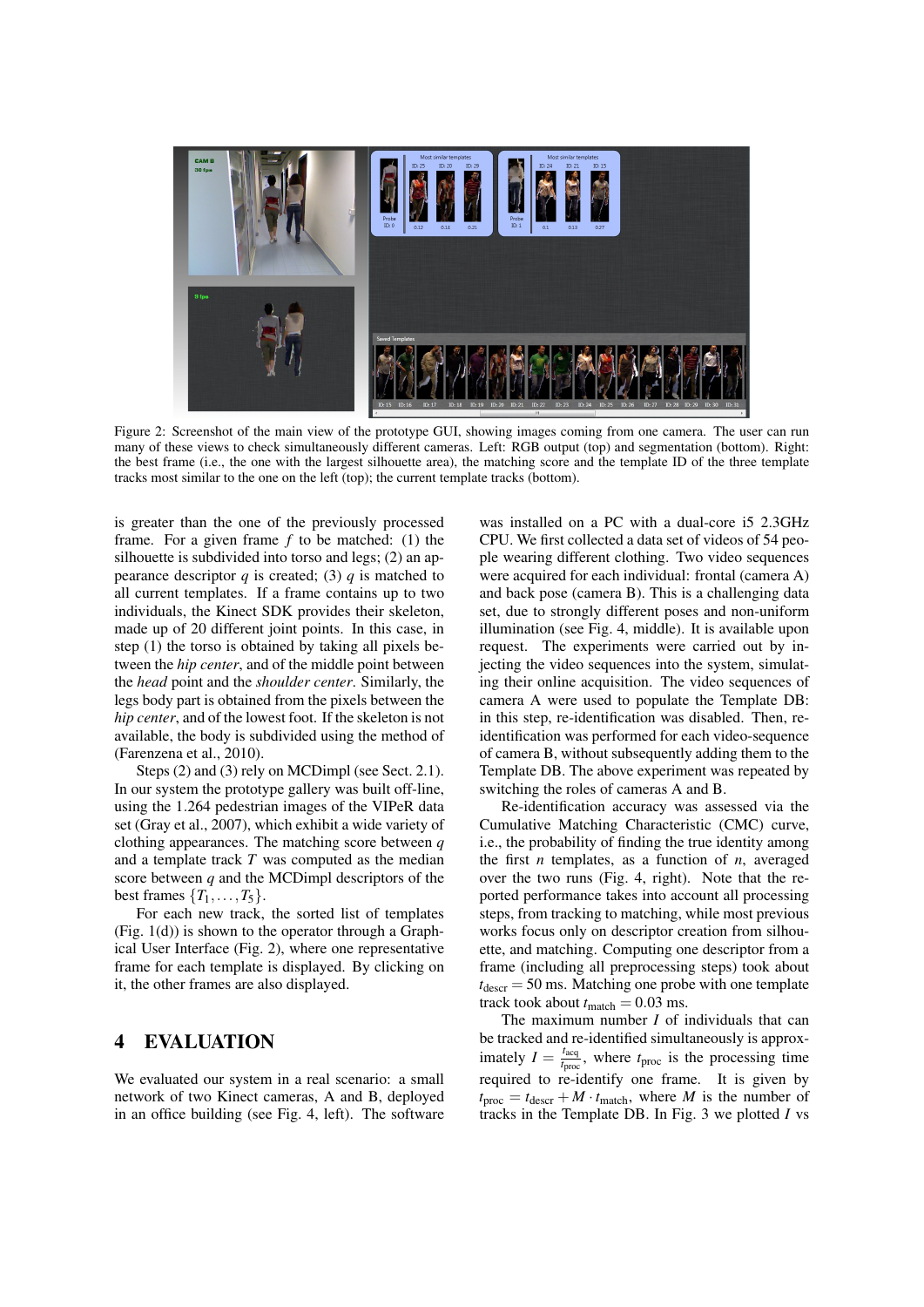Figure 2: Screenshot of the main view of the prototype GUI, showing images coming from one camera. The user can run many of these views to check simultaneously different cameras. Left: RGB output (top) and segmentation (bottom). Right: the best frame (i.e., the one with the largest silhouette area), the matching score and the template ID of the three template tracks most similar to the one on the left (top); the current template tracks (bottom).

is greater than the one of the previously processed frame. For a given frame $f$ to be matched: (1) the silhouette is subdivided into torso and legs; (2) an appearance descriptor $q$ is created; (3) $q$ is matched to all current templates. If a frame contains up to two individuals, the Kinect SDK provides their skeleton, made up of 20 different joint points. In this case, in step (1) the torso is obtained by taking all pixels between the *hip center*, and of the middle point between the *head* point and the *shoulder center*. Similarly, the legs body part is obtained from the pixels between the *hip center*, and of the lowest foot. If the skeleton is not available, the body is subdivided using the method of (Farenzena et al., 2010).

Steps (2) and (3) rely on MCDimpl (see Sect. 2.1). In our system the prototype gallery was built off-line, using the 1.264 pedestrian images of the VIPeR data set (Gray et al., 2007), which exhibit a wide variety of clothing appearances. The matching score between $q$ and a template track $T$ was computed as the median score between $q$ and the MCDimpl descriptors of the best frames $\{T_1, \ldots, T_5\}$.

For each new track, the sorted list of templates (Fig. 1(d)) is shown to the operator through a Graphical User Interface (Fig. 2), where one representative frame for each template is displayed. By clicking on it, the other frames are also displayed.

## 4 EVALUATION

We evaluated our system in a real scenario: a small network of two Kinect cameras, A and B, deployed in an office building (see Fig. 4, left). The software was installed on a PC with a dual-core i5 2.3GHz CPU. We first collected a data set of videos of 54 people wearing different clothing. Two video sequences were acquired for each individual: frontal (camera A) and back pose (camera B). This is a challenging data set, due to strongly different poses and non-uniform illumination (see Fig. 4, middle). It is available upon request. The experiments were carried out by injecting the video sequences into the system, simulating their online acquisition. The video sequences of camera A were used to populate the Template DB: in this step, re-identification was disabled. Then, re-identification was performed for each video-sequence of camera B, without subsequently adding them to the Template DB. The above experiment was repeated by switching the roles of cameras A and B.

Re-identification accuracy was assessed via the Cumulative Matching Characteristic (CMC) curve, i.e., the probability of finding the true identity among the first $n$ templates, as a function of $n$, averaged over the two runs (Fig. 4, right). Note that the reported performance takes into account all processing steps, from tracking to matching, while most previous works focus only on descriptor creation from silhouette, and matching. Computing one descriptor from a frame (including all preprocessing steps) took about $t_{\text{descr}} = 50$ ms. Matching one probe with one template track took about $t_{\text{match}} = 0.03$ ms.

The maximum number $I$ of individuals that can be tracked and re-identified simultaneously is approximately $I = \frac{t_{\text{acq}}}{t_{\text{proc}}}$, where $t_{\text{proc}}$ is the processing time required to re-identify one frame. It is given by $t_{\text{proc}} = t_{\text{descr}} + M \cdot t_{\text{match}}$, where $M$ is the number of tracks in the Template DB. In Fig. 3 we plotted $I$ vs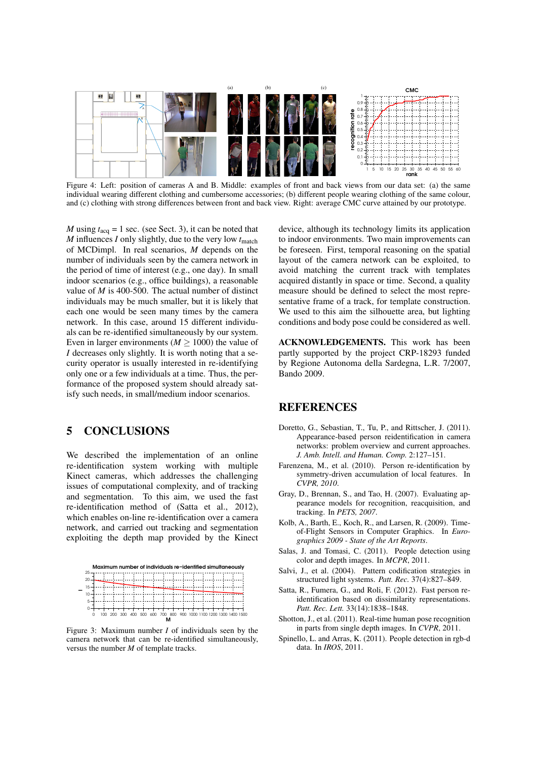(a) (b) (c)

CMC

recognition rate

rank

0 0.1 0.2 0.3 0.4 0.5 0.6 0.7 0.8 0.9 1

1 5 10 15 20 25 30 35 40 45 50 55 60

Figure 4: Left: position of cameras A and B. Middle: examples of front and back views from our data set: (a) the same individual wearing different clothing and cumbersome accessories; (b) different people wearing clothing of the same colour, and (c) clothing with strong differences between front and back view. Right: average CMC curve attained by our prototype.

$M$ using $t_{\text{acq}} = 1$ sec. (see Sect. 3), it can be noted that $M$ influences $I$ only slightly, due to the very low $t_{\text{match}}$ of MCDimpl. In real scenarios, $M$ depends on the number of individuals seen by the camera network in the period of time of interest (e.g., one day). In small indoor scenarios (e.g., office buildings), a reasonable value of $M$ is 400-500. The actual number of distinct individuals may be much smaller, but it is likely that each one would be seen many times by the camera network. In this case, around 15 different individuals can be re-identified simultaneously by our system. Even in larger environments ($M \geq 1000$) the value of $I$ decreases only slightly. It is worth noting that a security operator is usually interested in re-identifying only one or a few individuals at a time. Thus, the performance of the proposed system should already satisfy such needs, in small/medium indoor scenarios.

## 5 CONCLUSIONS

We described the implementation of an online re-identification system working with multiple Kinect cameras, which addresses the challenging issues of computational complexity, and of tracking and segmentation. To this aim, we used the fast re-identification method of (Satta et al., 2012), which enables on-line re-identification over a camera network, and carried out tracking and segmentation exploiting the depth map provided by the Kinect device, although its technology limits its application to indoor environments. Two main improvements can be foreseen. First, temporal reasoning on the spatial layout of the camera network can be exploited, to avoid matching the current track with templates acquired distantly in space or time. Second, a quality measure should be defined to select the most representative frame of a track, for template construction. We used to this aim the silhouette area, but lighting conditions and body pose could be considered as well.

Maximum number of individuals re-identified simultaneously

I

M

0 5 10 15 20 25

0 100 200 300 400 500 600 700 800 900 1000 1100 1200 1300 1400 1500

Figure 3: Maximum number $I$ of individuals seen by the camera network that can be re-identified simultaneously, versus the number $M$ of template tracks.

**ACKNOWLEDGEMENTS.** This work has been partly supported by the project CRP-18293 funded by Regione Autonoma della Sardegna, L.R. 7/2007, Bando 2009.

## REFERENCES

Doretto, G., Sebastian, T., Tu, P., and Rittscher, J. (2011). Appearance-based person reidentification in camera networks: problem overview and current approaches. *J. Amb. Intell. and Human. Comp.* 2:127–151.

Farenzena, M., et al. (2010). Person re-identification by symmetry-driven accumulation of local features. In *CVPR, 2010*.

Gray, D., Brennan, S., and Tao, H. (2007). Evaluating appearance models for recognition, reacquisition, and tracking. In *PETS, 2007*.

Kolb, A., Barth, E., Koch, R., and Larsen, R. (2009). Time-of-Flight Sensors in Computer Graphics. In *Eurographics 2009 - State of the Art Reports*.

Salas, J. and Tomasi, C. (2011). People detection using color and depth images. In *MCPR*, 2011.

Salvi, J., et al. (2004). Pattern codification strategies in structured light systems. *Patt. Rec.* 37(4):827–849.

Satta, R., Fumera, G., and Roli, F. (2012). Fast person re-identification based on dissimilarity representations. *Patt. Rec. Lett.* 33(14):1838–1848.

Shotton, J., et al. (2011). Real-time human pose recognition in parts from single depth images. In *CVPR*, 2011.

Spinello, L. and Arras, K. (2011). People detection in rgb-d data. In *IROS*, 2011.